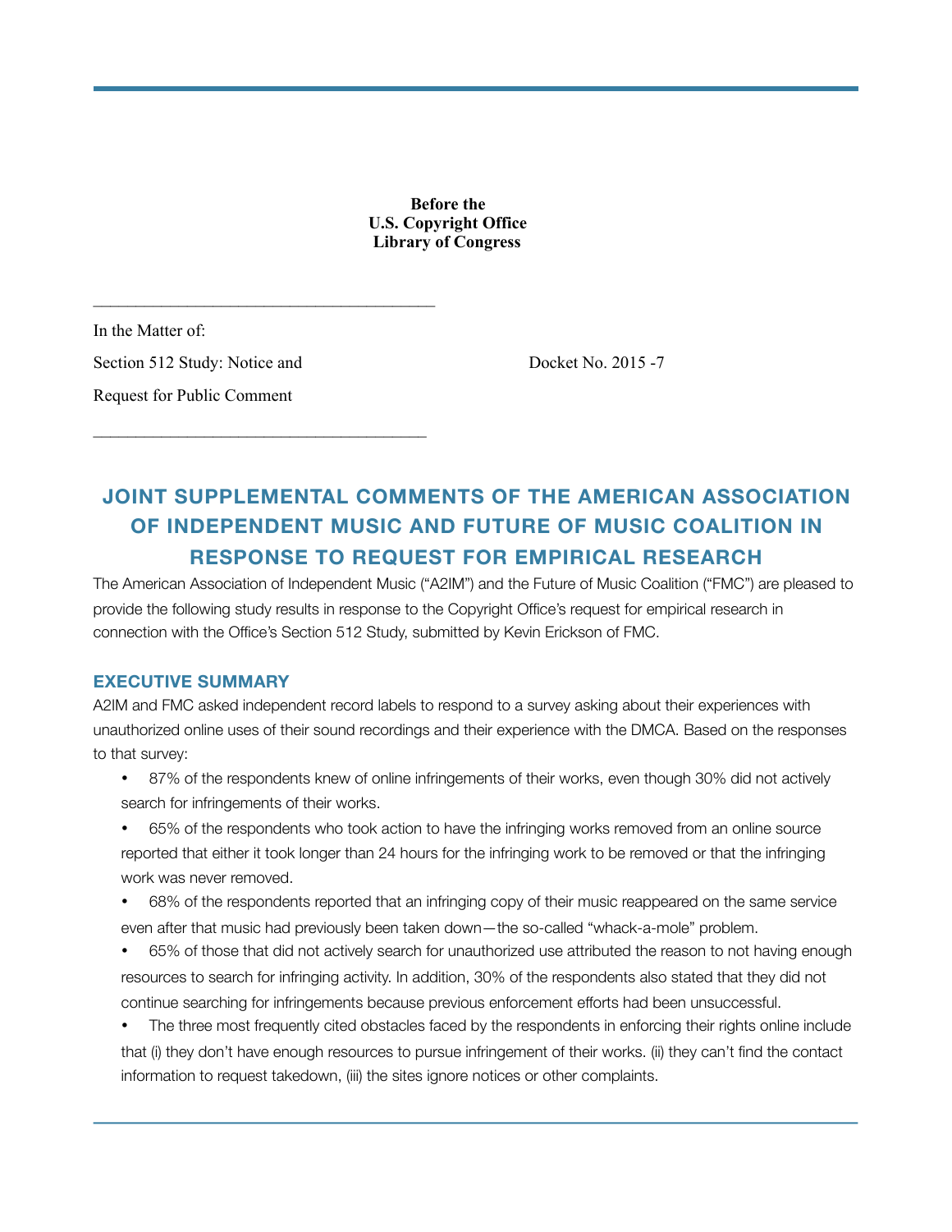**Before the**
**U.S. Copyright Office**
**Library of Congress**

---

In the Matter of:

Section 512 Study: Notice and Request for Public Comment

Docket No. 2015 -7

---

# JOINT SUPPLEMENTAL COMMENTS OF THE AMERICAN ASSOCIATION OF INDEPENDENT MUSIC AND FUTURE OF MUSIC COALITION IN RESPONSE TO REQUEST FOR EMPIRICAL RESEARCH

The American Association of Independent Music ("A2IM") and the Future of Music Coalition ("FMC") are pleased to provide the following study results in response to the Copyright Office's request for empirical research in connection with the Office's Section 512 Study, submitted by Kevin Erickson of FMC.

## EXECUTIVE SUMMARY

A2IM and FMC asked independent record labels to respond to a survey asking about their experiences with unauthorized online uses of their sound recordings and their experience with the DMCA. Based on the responses to that survey:

- 87% of the respondents knew of online infringements of their works, even though 30% did not actively search for infringements of their works.
- 65% of the respondents who took action to have the infringing works removed from an online source reported that either it took longer than 24 hours for the infringing work to be removed or that the infringing work was never removed.
- 68% of the respondents reported that an infringing copy of their music reappeared on the same service even after that music had previously been taken down—the so-called "whack-a-mole" problem.
- 65% of those that did not actively search for unauthorized use attributed the reason to not having enough resources to search for infringing activity. In addition, 30% of the respondents also stated that they did not continue searching for infringements because previous enforcement efforts had been unsuccessful.
- The three most frequently cited obstacles faced by the respondents in enforcing their rights online include that (i) they don't have enough resources to pursue infringement of their works. (ii) they can't find the contact information to request takedown, (iii) the sites ignore notices or other complaints.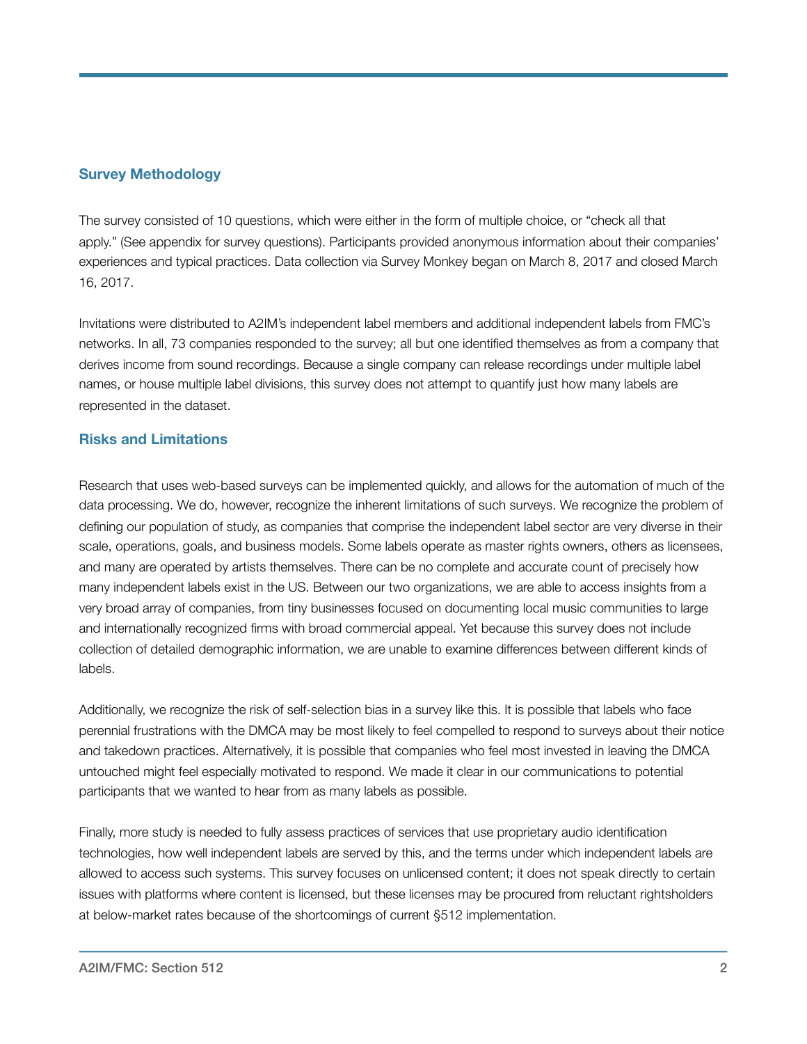## Survey Methodology

The survey consisted of 10 questions, which were either in the form of multiple choice, or "check all that apply." (See appendix for survey questions). Participants provided anonymous information about their companies' experiences and typical practices. Data collection via Survey Monkey began on March 8, 2017 and closed March 16, 2017.

Invitations were distributed to A2IM's independent label members and additional independent labels from FMC's networks. In all, 73 companies responded to the survey; all but one identified themselves as from a company that derives income from sound recordings. Because a single company can release recordings under multiple label names, or house multiple label divisions, this survey does not attempt to quantify just how many labels are represented in the dataset.

## Risks and Limitations

Research that uses web-based surveys can be implemented quickly, and allows for the automation of much of the data processing. We do, however, recognize the inherent limitations of such surveys. We recognize the problem of defining our population of study, as companies that comprise the independent label sector are very diverse in their scale, operations, goals, and business models. Some labels operate as master rights owners, others as licensees, and many are operated by artists themselves. There can be no complete and accurate count of precisely how many independent labels exist in the US. Between our two organizations, we are able to access insights from a very broad array of companies, from tiny businesses focused on documenting local music communities to large and internationally recognized firms with broad commercial appeal. Yet because this survey does not include collection of detailed demographic information, we are unable to examine differences between different kinds of labels.

Additionally, we recognize the risk of self-selection bias in a survey like this. It is possible that labels who face perennial frustrations with the DMCA may be most likely to feel compelled to respond to surveys about their notice and takedown practices. Alternatively, it is possible that companies who feel most invested in leaving the DMCA untouched might feel especially motivated to respond. We made it clear in our communications to potential participants that we wanted to hear from as many labels as possible.

Finally, more study is needed to fully assess practices of services that use proprietary audio identification technologies, how well independent labels are served by this, and the terms under which independent labels are allowed to access such systems. This survey focuses on unlicensed content; it does not speak directly to certain issues with platforms where content is licensed, but these licenses may be procured from reluctant rightsholders at below-market rates because of the shortcomings of current §512 implementation.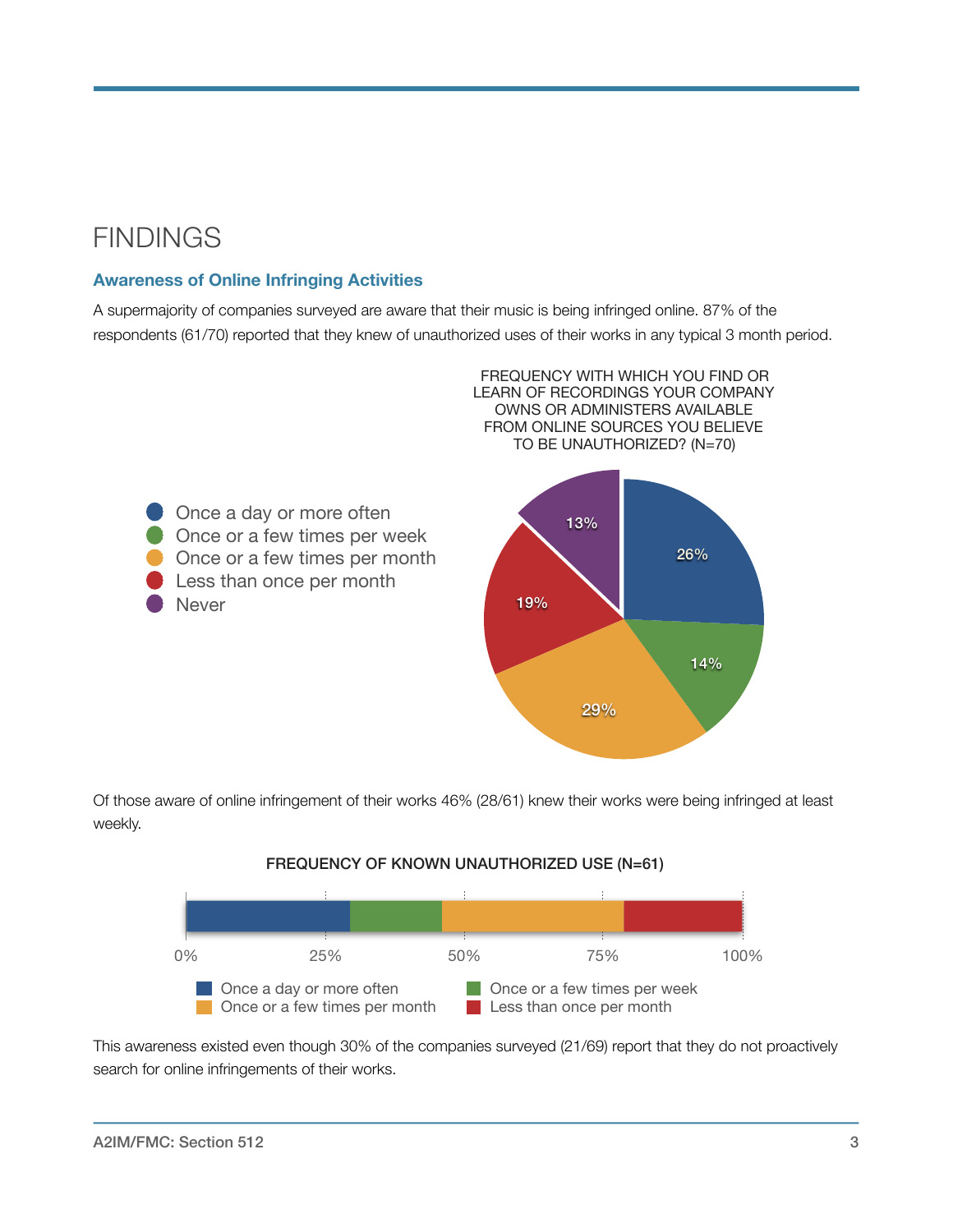# FINDINGS

### Awareness of Online Infringing Activities

A supermajority of companies surveyed are aware that their music is being infringed online. 87% of the respondents (61/70) reported that they knew of unauthorized uses of their works in any typical 3 month period.

FREQUENCY WITH WHICH YOU FIND OR LEARN OF RECORDINGS YOUR COMPANY OWNS OR ADMINISTERS AVAILABLE FROM ONLINE SOURCES YOU BELIEVE TO BE UNAUTHORIZED? (N=70)

| Frequency | Percentage |
| --- | --- |
| Once a day or more often | 26% |
| Once or a few times per week | 14% |
| Once or a few times per month | 29% |
| Less than once per month | 19% |
| Never | 13% |

Of those aware of online infringement of their works 46% (28/61) knew their works were being infringed at least weekly.

FREQUENCY OF KNOWN UNAUTHORIZED USE (N=61)

- Once a day or more often
- Once or a few times per week
- Once or a few times per month
- Less than once per month

This awareness existed even though 30% of the companies surveyed (21/69) report that they do not proactively search for online infringements of their works.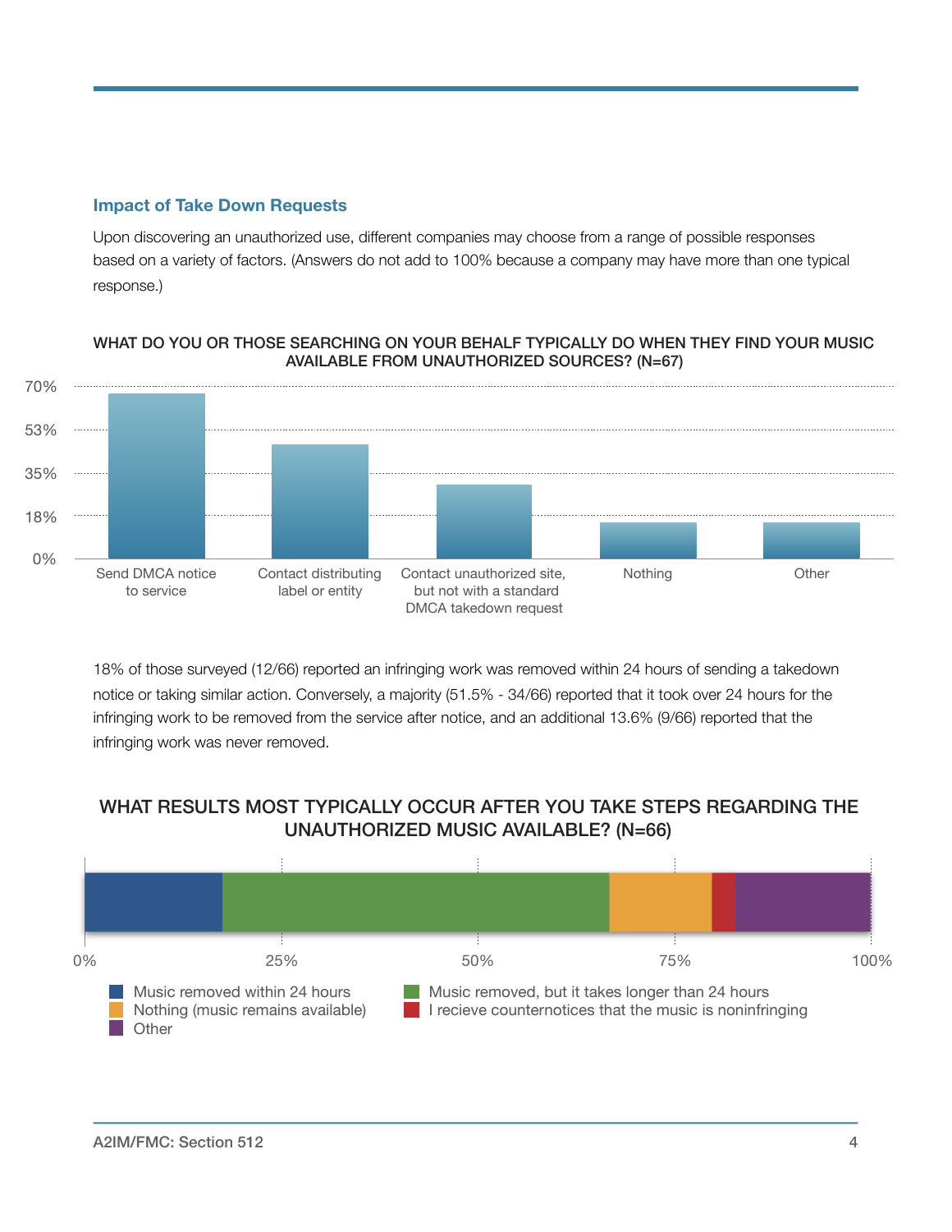## Impact of Take Down Requests

Upon discovering an unauthorized use, different companies may choose from a range of possible responses based on a variety of factors. (Answers do not add to 100% because a company may have more than one typical response.)

**WHAT DO YOU OR THOSE SEARCHING ON YOUR BEHALF TYPICALLY DO WHEN THEY FIND YOUR MUSIC AVAILABLE FROM UNAUTHORIZED SOURCES? (N=67)**

70%
53%
35%
18%
0%

Send DMCA notice to service | Contact distributing label or entity | Contact unauthorized site, but not with a standard DMCA takedown request | Nothing | Other

18% of those surveyed (12/66) reported an infringing work was removed within 24 hours of sending a takedown notice or taking similar action. Conversely, a majority (51.5% - 34/66) reported that it took over 24 hours for the infringing work to be removed from the service after notice, and an additional 13.6% (9/66) reported that the infringing work was never removed.

**WHAT RESULTS MOST TYPICALLY OCCUR AFTER YOU TAKE STEPS REGARDING THE UNAUTHORIZED MUSIC AVAILABLE? (N=66)**

0% | 25% | 50% | 75% | 100%

- Music removed within 24 hours
- Music removed, but it takes longer than 24 hours
- Nothing (music remains available)
- I recieve counternotices that the music is noninfringing
- Other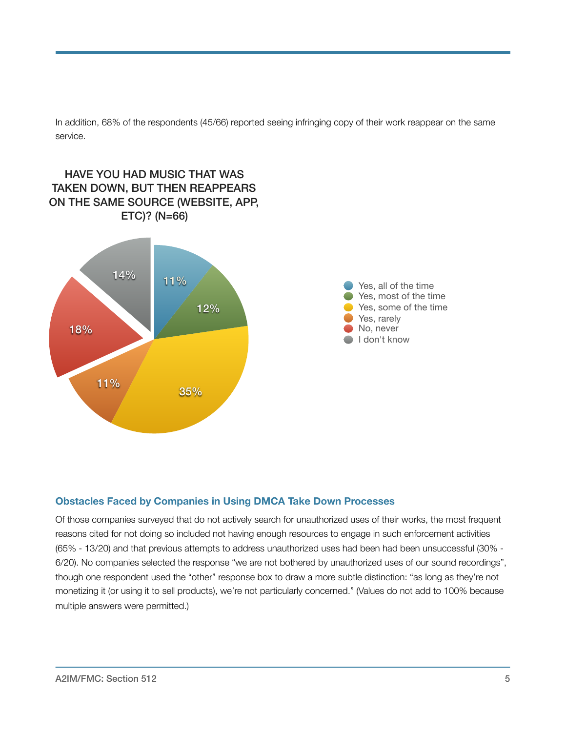In addition, 68% of the respondents (45/66) reported seeing infringing copy of their work reappear on the same service.

**HAVE YOU HAD MUSIC THAT WAS TAKEN DOWN, BUT THEN REAPPEARS ON THE SAME SOURCE (WEBSITE, APP, ETC)? (N=66)**

| Response | Percentage |
|---|---|
| Yes, all of the time | 11% |
| Yes, most of the time | 12% |
| Yes, some of the time | 35% |
| Yes, rarely | 11% |
| No, never | 18% |
| I don't know | 14% |

### Obstacles Faced by Companies in Using DMCA Take Down Processes

Of those companies surveyed that do not actively search for unauthorized uses of their works, the most frequent reasons cited for not doing so included not having enough resources to engage in such enforcement activities (65% - 13/20) and that previous attempts to address unauthorized uses had been had been unsuccessful (30% - 6/20). No companies selected the response "we are not bothered by unauthorized uses of our sound recordings", though one respondent used the "other" response box to draw a more subtle distinction: "as long as they're not monetizing it (or using it to sell products), we're not particularly concerned." (Values do not add to 100% because multiple answers were permitted.)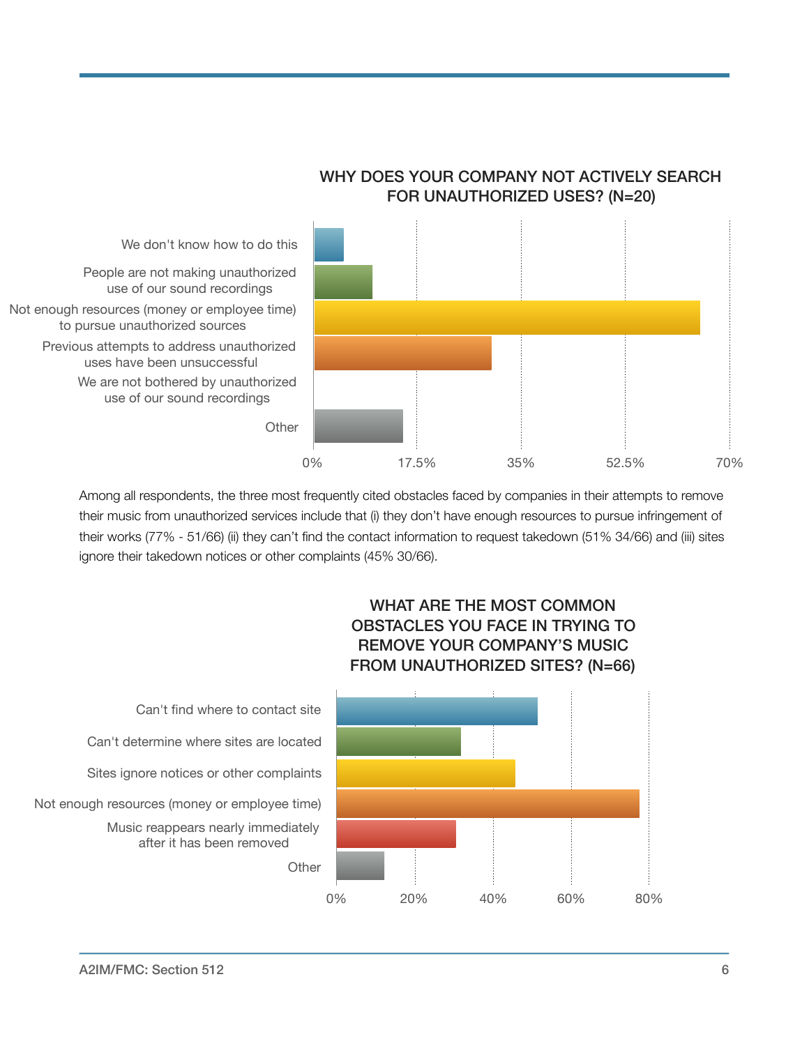### WHY DOES YOUR COMPANY NOT ACTIVELY SEARCH FOR UNAUTHORIZED USES? (N=20)

| Response | |
|---|---|
| We don't know how to do this | |
| People are not making unauthorized use of our sound recordings | |
| Not enough resources (money or employee time) to pursue unauthorized sources | |
| Previous attempts to address unauthorized uses have been unsuccessful | |
| We are not bothered by unauthorized use of our sound recordings | |
| Other | |

0% 17.5% 35% 52.5% 70%

Among all respondents, the three most frequently cited obstacles faced by companies in their attempts to remove their music from unauthorized services include that (i) they don't have enough resources to pursue infringement of their works (77% - 51/66) (ii) they can't find the contact information to request takedown (51% 34/66) and (iii) sites ignore their takedown notices or other complaints (45% 30/66).

### WHAT ARE THE MOST COMMON OBSTACLES YOU FACE IN TRYING TO REMOVE YOUR COMPANY'S MUSIC FROM UNAUTHORIZED SITES? (N=66)

| Response | |
|---|---|
| Can't find where to contact site | |
| Can't determine where sites are located | |
| Sites ignore notices or other complaints | |
| Not enough resources (money or employee time) | |
| Music reappears nearly immediately after it has been removed | |
| Other | |

0% 20% 40% 60% 80%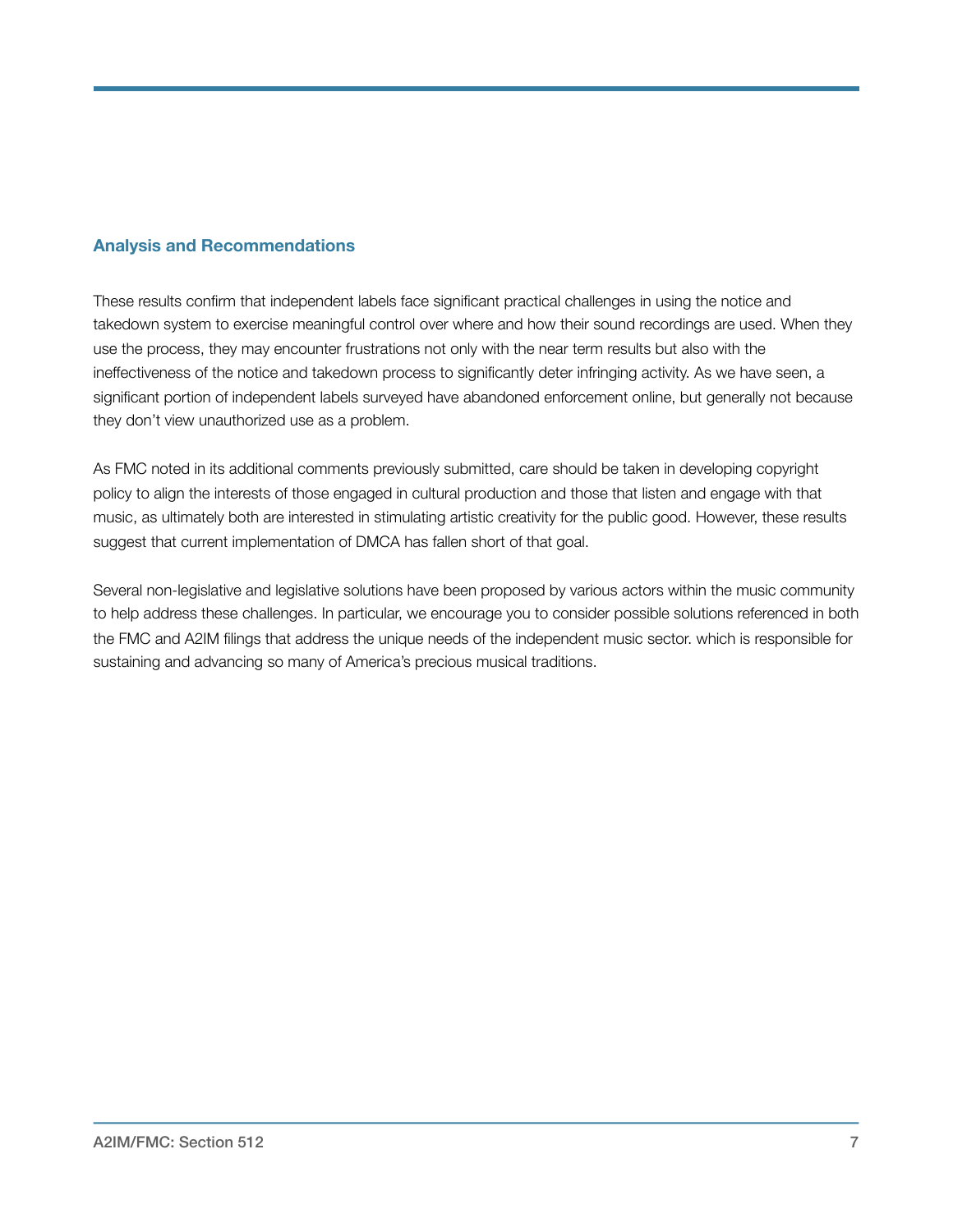## Analysis and Recommendations

These results confirm that independent labels face significant practical challenges in using the notice and takedown system to exercise meaningful control over where and how their sound recordings are used. When they use the process, they may encounter frustrations not only with the near term results but also with the ineffectiveness of the notice and takedown process to significantly deter infringing activity. As we have seen, a significant portion of independent labels surveyed have abandoned enforcement online, but generally not because they don't view unauthorized use as a problem.

As FMC noted in its additional comments previously submitted, care should be taken in developing copyright policy to align the interests of those engaged in cultural production and those that listen and engage with that music, as ultimately both are interested in stimulating artistic creativity for the public good. However, these results suggest that current implementation of DMCA has fallen short of that goal.

Several non-legislative and legislative solutions have been proposed by various actors within the music community to help address these challenges. In particular, we encourage you to consider possible solutions referenced in both the FMC and A2IM filings that address the unique needs of the independent music sector. which is responsible for sustaining and advancing so many of America's precious musical traditions.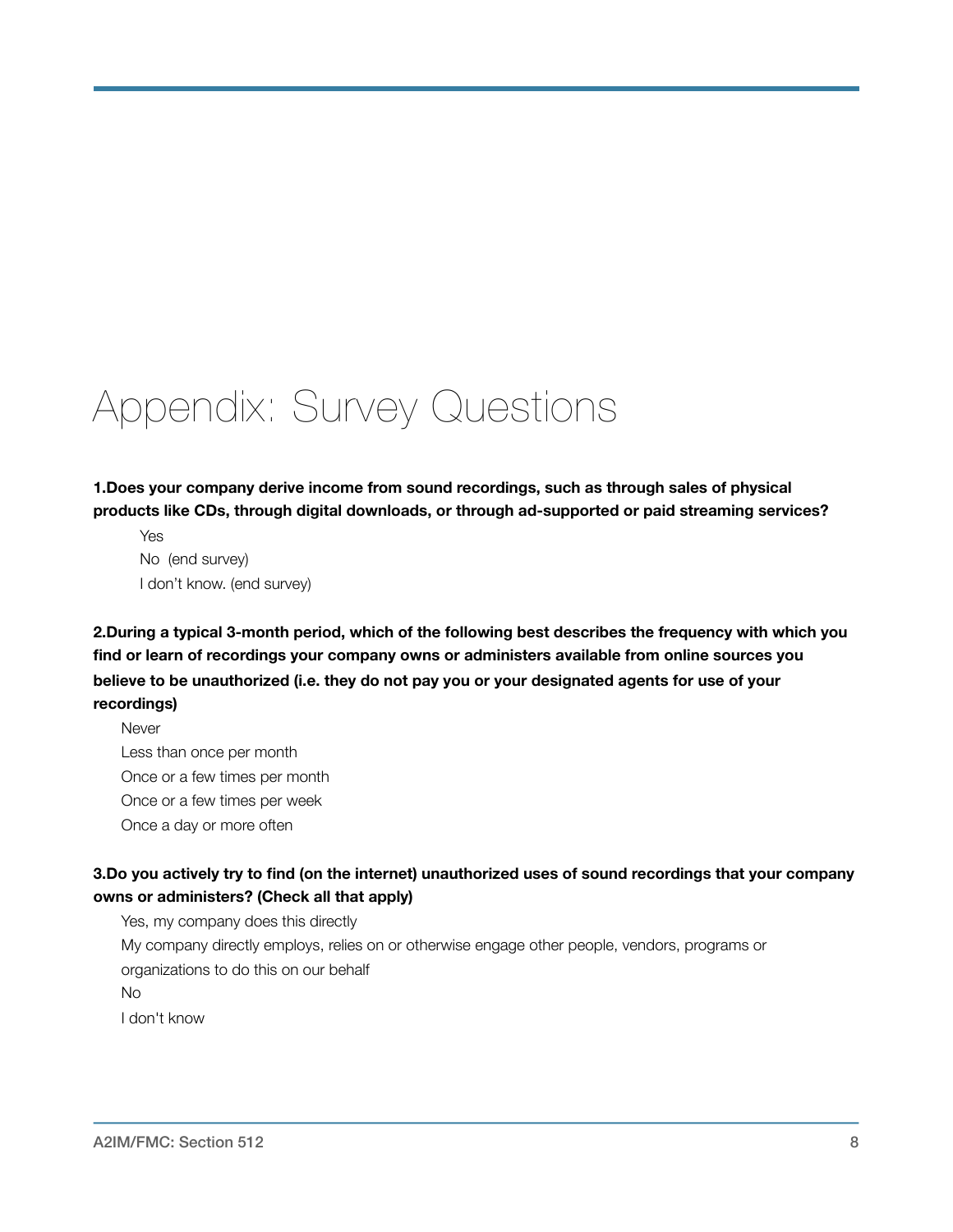# Appendix: Survey Questions

**1.Does your company derive income from sound recordings, such as through sales of physical products like CDs, through digital downloads, or through ad-supported or paid streaming services?**

- Yes
- No (end survey)
- I don't know. (end survey)

**2.During a typical 3-month period, which of the following best describes the frequency with which you find or learn of recordings your company owns or administers available from online sources you believe to be unauthorized (i.e. they do not pay you or your designated agents for use of your recordings)**

- Never
- Less than once per month
- Once or a few times per month
- Once or a few times per week
- Once a day or more often

**3.Do you actively try to find (on the internet) unauthorized uses of sound recordings that your company owns or administers? (Check all that apply)**

- Yes, my company does this directly
- My company directly employs, relies on or otherwise engage other people, vendors, programs or organizations to do this on our behalf
- No
- I don't know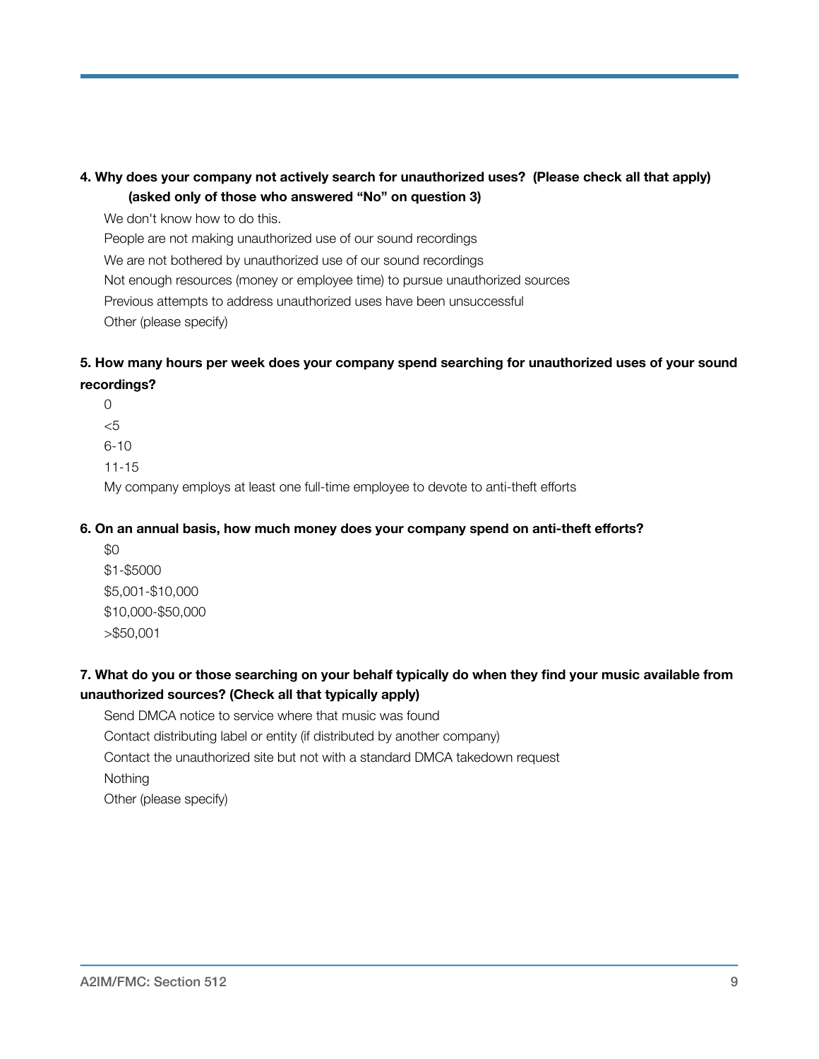**4. Why does your company not actively search for unauthorized uses? (Please check all that apply) (asked only of those who answered "No" on question 3)**

We don't know how to do this.

People are not making unauthorized use of our sound recordings

We are not bothered by unauthorized use of our sound recordings

Not enough resources (money or employee time) to pursue unauthorized sources

Previous attempts to address unauthorized uses have been unsuccessful

Other (please specify)

**5. How many hours per week does your company spend searching for unauthorized uses of your sound recordings?**

0

<5

6-10

11-15

My company employs at least one full-time employee to devote to anti-theft efforts

**6. On an annual basis, how much money does your company spend on anti-theft efforts?**

$0

$1-$5000

$5,001-$10,000

$10,000-$50,000

>$50,001

**7. What do you or those searching on your behalf typically do when they find your music available from unauthorized sources? (Check all that typically apply)**

Send DMCA notice to service where that music was found

Contact distributing label or entity (if distributed by another company)

Contact the unauthorized site but not with a standard DMCA takedown request

Nothing

Other (please specify)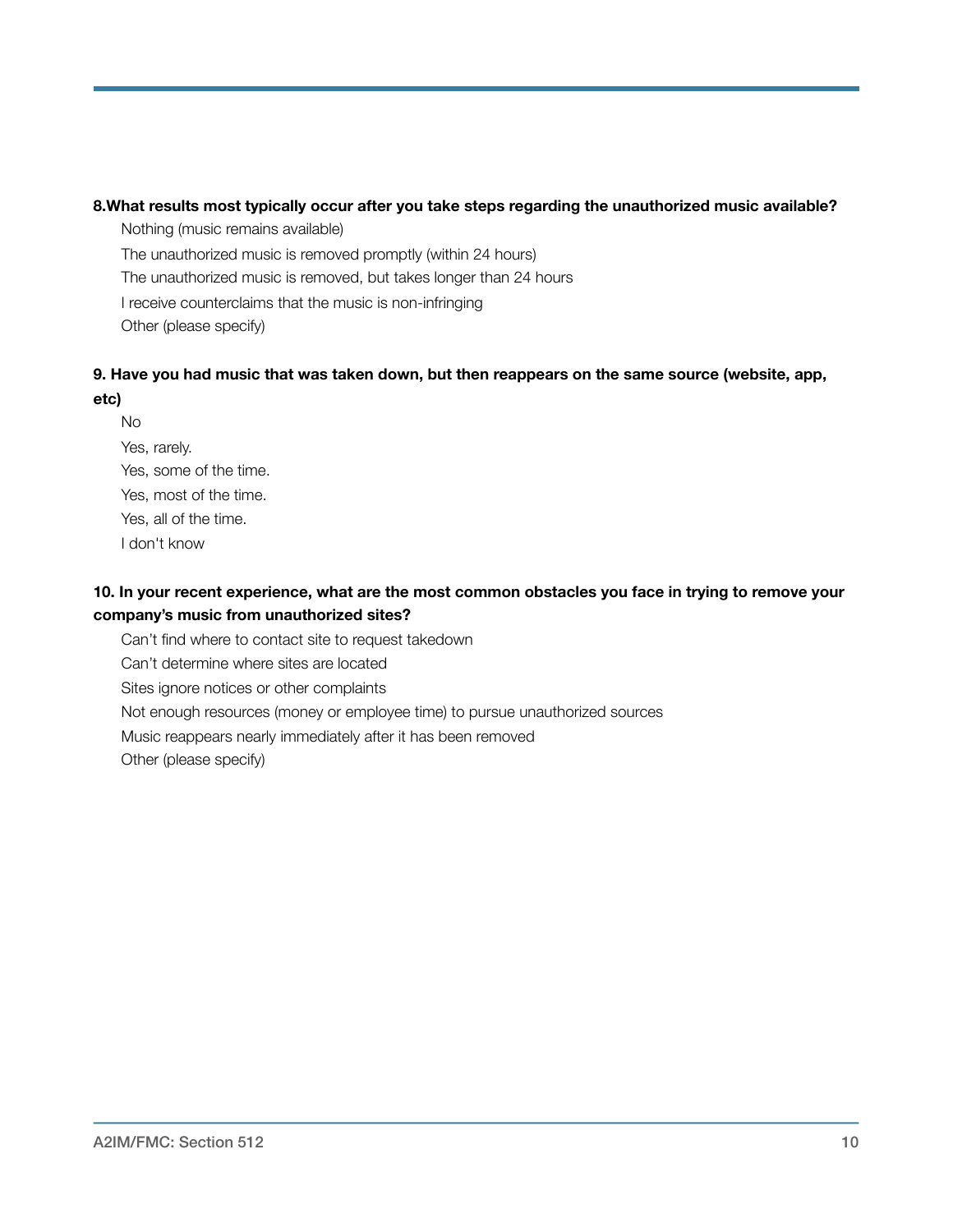**8.What results most typically occur after you take steps regarding the unauthorized music available?**

Nothing (music remains available)

The unauthorized music is removed promptly (within 24 hours)

The unauthorized music is removed, but takes longer than 24 hours

I receive counterclaims that the music is non-infringing

Other (please specify)

**9. Have you had music that was taken down, but then reappears on the same source (website, app, etc)**

No

Yes, rarely.

Yes, some of the time.

Yes, most of the time.

Yes, all of the time.

I don't know

**10. In your recent experience, what are the most common obstacles you face in trying to remove your company's music from unauthorized sites?**

Can't find where to contact site to request takedown

Can't determine where sites are located

Sites ignore notices or other complaints

Not enough resources (money or employee time) to pursue unauthorized sources

Music reappears nearly immediately after it has been removed

Other (please specify)